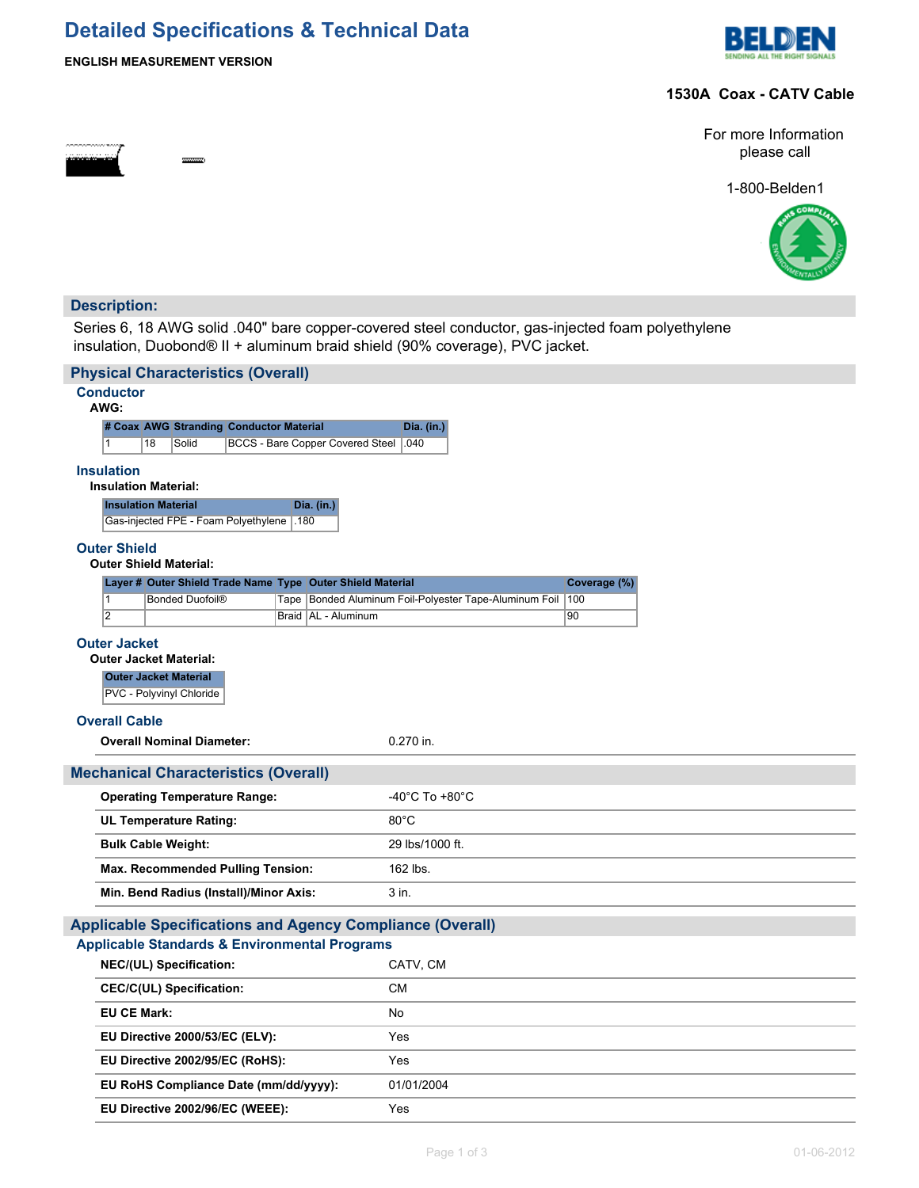# Detailed Specifications & Technical Data

**ENGLISH MEASUREMENT VERSION**

**1530A Coax - CATV Cable**

For more Information please call

1-800-Belden1

## Description:

Series 6, 18 AWG solid .040" bare copper-covered steel conductor, gas-injected foam polyethylene insulation, Duobond® II + aluminum braid shield (90% coverage), PVC jacket.

## Physical Characteristics (Overall)

### Conductor

**AWG:**

| # Coax | AWG | Stranding | Conductor Material | Dia. (in.) |
|---|---|---|---|---|
| 1 | 18 | Solid | BCCS - Bare Copper Covered Steel | .040 |

### Insulation

**Insulation Material:**

| Insulation Material | Dia. (in.) |
|---|---|
| Gas-injected FPE - Foam Polyethylene | .180 |

### Outer Shield

**Outer Shield Material:**

| Layer # | Outer Shield Trade Name | Type | Outer Shield Material | Coverage (%) |
|---|---|---|---|---|
| 1 | Bonded Duofoil® | Tape | Bonded Aluminum Foil-Polyester Tape-Aluminum Foil | 100 |
| 2 | | Braid | AL - Aluminum | 90 |

### Outer Jacket

**Outer Jacket Material:**

| Outer Jacket Material |
|---|
| PVC - Polyvinyl Chloride |

### Overall Cable

| | |
|---|---|
| **Overall Nominal Diameter:** | 0.270 in. |

## Mechanical Characteristics (Overall)

| | |
|---|---|
| **Operating Temperature Range:** | -40°C To +80°C |
| **UL Temperature Rating:** | 80°C |
| **Bulk Cable Weight:** | 29 lbs/1000 ft. |
| **Max. Recommended Pulling Tension:** | 162 lbs. |
| **Min. Bend Radius (Install)/Minor Axis:** | 3 in. |

## Applicable Specifications and Agency Compliance (Overall)

### Applicable Standards & Environmental Programs

| | |
|---|---|
| **NEC/(UL) Specification:** | CATV, CM |
| **CEC/C(UL) Specification:** | CM |
| **EU CE Mark:** | No |
| **EU Directive 2000/53/EC (ELV):** | Yes |
| **EU Directive 2002/95/EC (RoHS):** | Yes |
| **EU RoHS Compliance Date (mm/dd/yyyy):** | 01/01/2004 |
| **EU Directive 2002/96/EC (WEEE):** | Yes |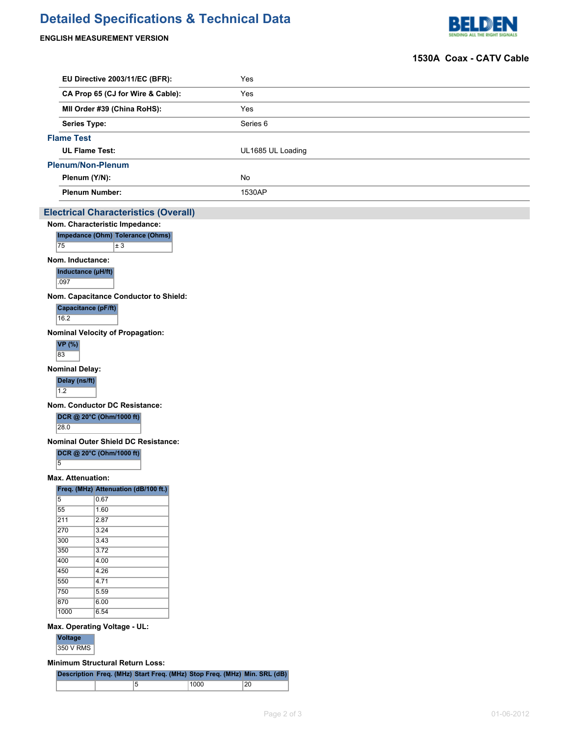# Detailed Specifications & Technical Data

**ENGLISH MEASUREMENT VERSION**

**1530A Coax - CATV Cable**

| | |
|---|---|
| **EU Directive 2003/11/EC (BFR):** | Yes |
| **CA Prop 65 (CJ for Wire & Cable):** | Yes |
| **MII Order #39 (China RoHS):** | Yes |
| **Series Type:** | Series 6 |

### Flame Test

| | |
|---|---|
| **UL Flame Test:** | UL1685 UL Loading |

### Plenum/Non-Plenum

| | |
|---|---|
| **Plenum (Y/N):** | No |
| **Plenum Number:** | 1530AP |

## Electrical Characteristics (Overall)

**Nom. Characteristic Impedance:**

| Impedance (Ohm) | Tolerance (Ohms) |
|---|---|
| 75 | ± 3 |

**Nom. Inductance:**

| Inductance (µH/ft) |
|---|
| .097 |

**Nom. Capacitance Conductor to Shield:**

| Capacitance (pF/ft) |
|---|
| 16.2 |

**Nominal Velocity of Propagation:**

| VP (%) |
|---|
| 83 |

**Nominal Delay:**

| Delay (ns/ft) |
|---|
| 1.2 |

**Nom. Conductor DC Resistance:**

| DCR @ 20°C (Ohm/1000 ft) |
|---|
| 28.0 |

**Nominal Outer Shield DC Resistance:**

| DCR @ 20°C (Ohm/1000 ft) |
|---|
| 5 |

**Max. Attenuation:**

| Freq. (MHz) | Attenuation (dB/100 ft.) |
|---|---|
| 5 | 0.67 |
| 55 | 1.60 |
| 211 | 2.87 |
| 270 | 3.24 |
| 300 | 3.43 |
| 350 | 3.72 |
| 400 | 4.00 |
| 450 | 4.26 |
| 550 | 4.71 |
| 750 | 5.59 |
| 870 | 6.00 |
| 1000 | 6.54 |

**Max. Operating Voltage - UL:**

| Voltage |
|---|
| 350 V RMS |

**Minimum Structural Return Loss:**

| Description | Freq. (MHz) | Start Freq. (MHz) | Stop Freq. (MHz) | Min. SRL (dB) |
|---|---|---|---|---|
| | | 5 | 1000 | 20 |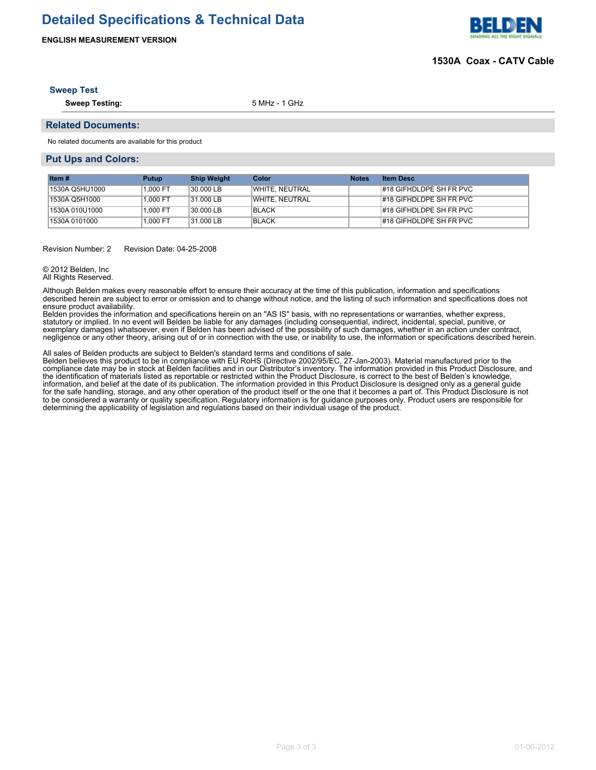# Detailed Specifications & Technical Data

**ENGLISH MEASUREMENT VERSION**

**1530A Coax - CATV Cable**

### Sweep Test

| | |
|---|---|
| **Sweep Testing:** | 5 MHz - 1 GHz |

## Related Documents:

No related documents are available for this product

## Put Ups and Colors:

| Item # | Putup | Ship Weight | Color | Notes | Item Desc |
|---|---|---|---|---|---|
| 1530A Q5HU1000 | 1,000 FT | 30.000 LB | WHITE, NEUTRAL | | #18 GIFHDLDPE SH FR PVC |
| 1530A Q5H1000 | 1,000 FT | 31.000 LB | WHITE, NEUTRAL | | #18 GIFHDLDPE SH FR PVC |
| 1530A 010U1000 | 1,000 FT | 30.000 LB | BLACK | | #18 GIFHDLDPE SH FR PVC |
| 1530A 0101000 | 1,000 FT | 31.000 LB | BLACK | | #18 GIFHDLDPE SH FR PVC |

Revision Number: 2 Revision Date: 04-25-2008

© 2012 Belden, Inc
All Rights Reserved.

Although Belden makes every reasonable effort to ensure their accuracy at the time of this publication, information and specifications described herein are subject to error or omission and to change without notice, and the listing of such information and specifications does not ensure product availability.
Belden provides the information and specifications herein on an "AS IS" basis, with no representations or warranties, whether express, statutory or implied. In no event will Belden be liable for any damages (including consequential, indirect, incidental, special, punitive, or exemplary damages) whatsoever, even if Belden has been advised of the possibility of such damages, whether in an action under contract, negligence or any other theory, arising out of or in connection with the use, or inability to use, the information or specifications described herein.

All sales of Belden products are subject to Belden's standard terms and conditions of sale.
Belden believes this product to be in compliance with EU RoHS (Directive 2002/95/EC, 27-Jan-2003). Material manufactured prior to the compliance date may be in stock at Belden facilities and in our Distributor's inventory. The information provided in this Product Disclosure, and the identification of materials listed as reportable or restricted within the Product Disclosure, is correct to the best of Belden's knowledge, information, and belief at the date of its publication. The information provided in this Product Disclosure is designed only as a general guide for the safe handling, storage, and any other operation of the product itself or the one that it becomes a part of. This Product Disclosure is not to be considered a warranty or quality specification. Regulatory information is for guidance purposes only. Product users are responsible for determining the applicability of legislation and regulations based on their individual usage of the product.